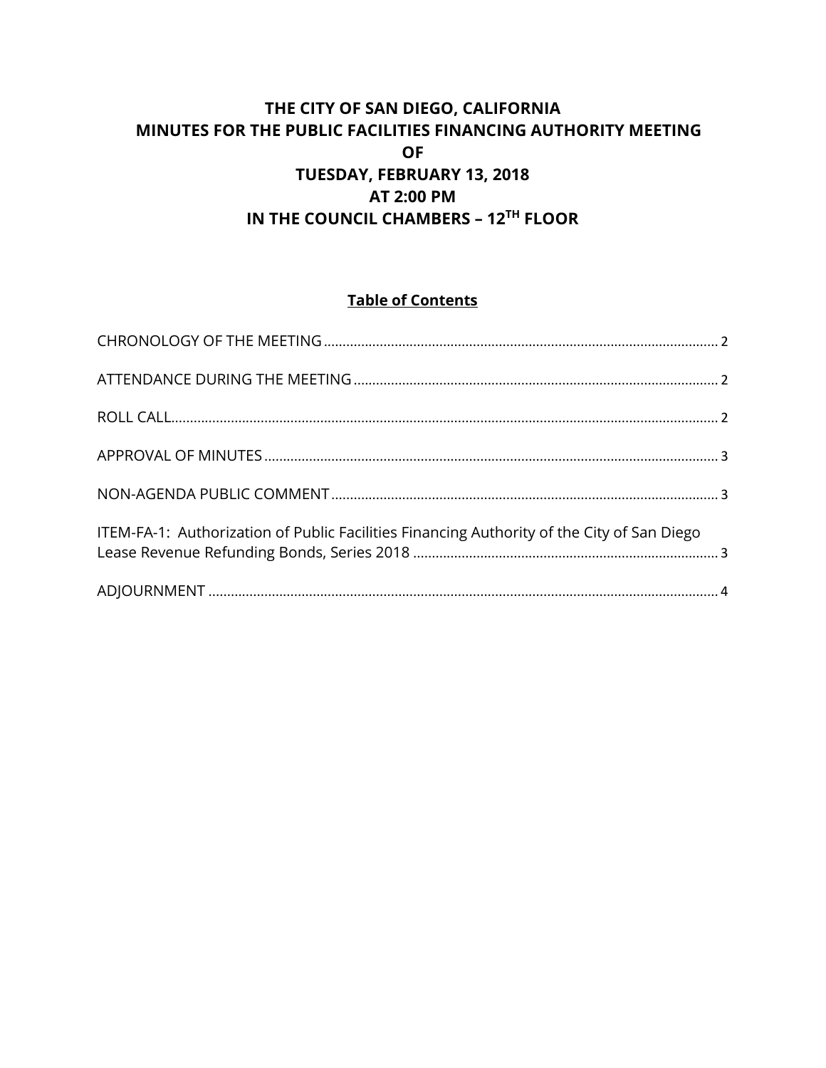# THE CITY OF SAN DIEGO, CALIFORNIA
# MINUTES FOR THE PUBLIC FACILITIES FINANCING AUTHORITY MEETING
# OF
# TUESDAY, FEBRUARY 13, 2018
# AT 2:00 PM
# IN THE COUNCIL CHAMBERS – 12TH FLOOR

## Table of Contents

CHRONOLOGY OF THE MEETING ............................................................ 2

ATTENDANCE DURING THE MEETING ............................................................ 2

ROLL CALL ............................................................ 2

APPROVAL OF MINUTES ............................................................ 3

NON-AGENDA PUBLIC COMMENT ............................................................ 3

ITEM-FA-1: Authorization of Public Facilities Financing Authority of the City of San Diego Lease Revenue Refunding Bonds, Series 2018 ............................................................ 3

ADJOURNMENT ............................................................ 4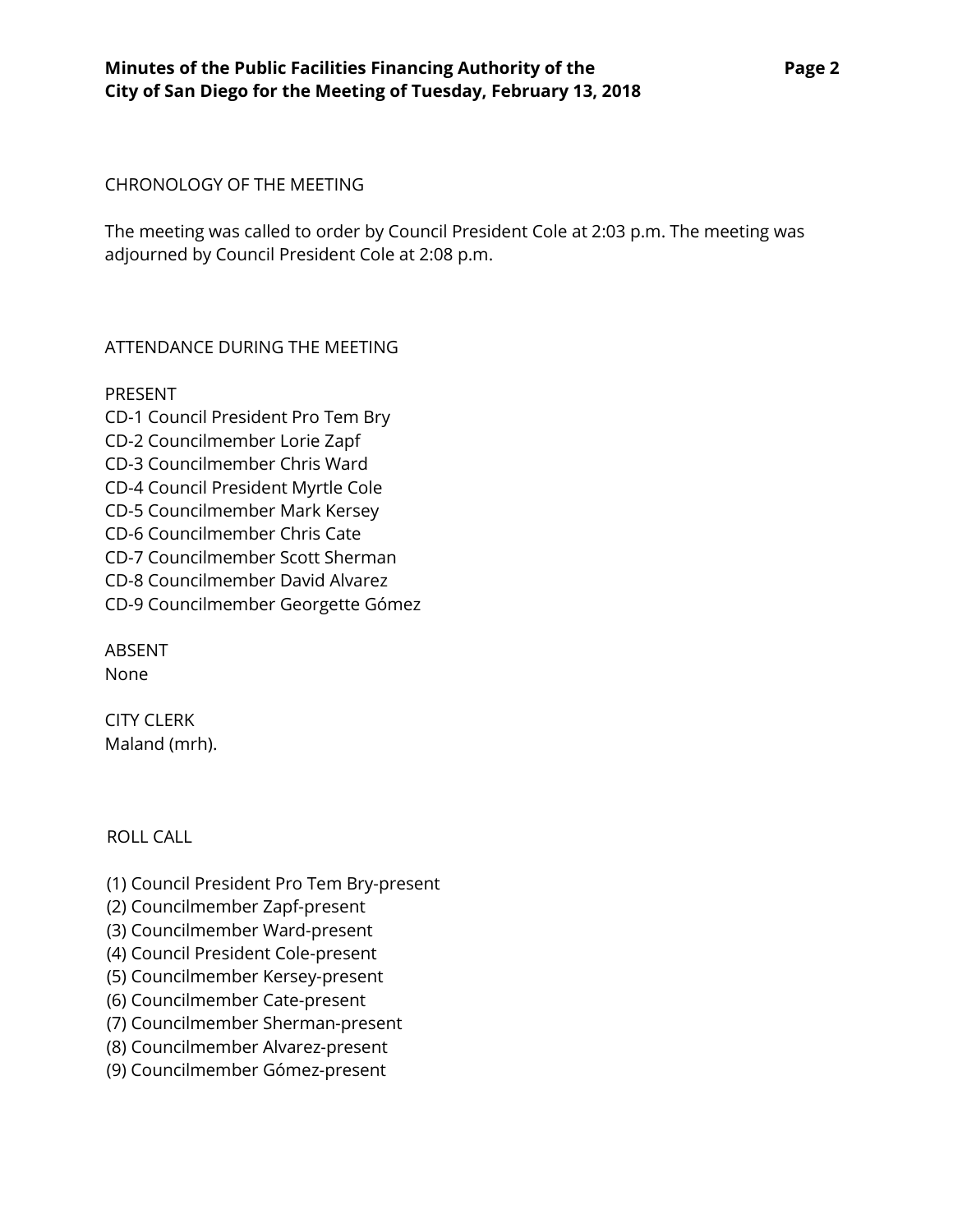CHRONOLOGY OF THE MEETING

The meeting was called to order by Council President Cole at 2:03 p.m. The meeting was adjourned by Council President Cole at 2:08 p.m.

ATTENDANCE DURING THE MEETING

PRESENT
CD-1 Council President Pro Tem Bry
CD-2 Councilmember Lorie Zapf
CD-3 Councilmember Chris Ward
CD-4 Council President Myrtle Cole
CD-5 Councilmember Mark Kersey
CD-6 Councilmember Chris Cate
CD-7 Councilmember Scott Sherman
CD-8 Councilmember David Alvarez
CD-9 Councilmember Georgette Gómez

ABSENT
None

CITY CLERK
Maland (mrh).

ROLL CALL

(1) Council President Pro Tem Bry-present
(2) Councilmember Zapf-present
(3) Councilmember Ward-present
(4) Council President Cole-present
(5) Councilmember Kersey-present
(6) Councilmember Cate-present
(7) Councilmember Sherman-present
(8) Councilmember Alvarez-present
(9) Councilmember Gómez-present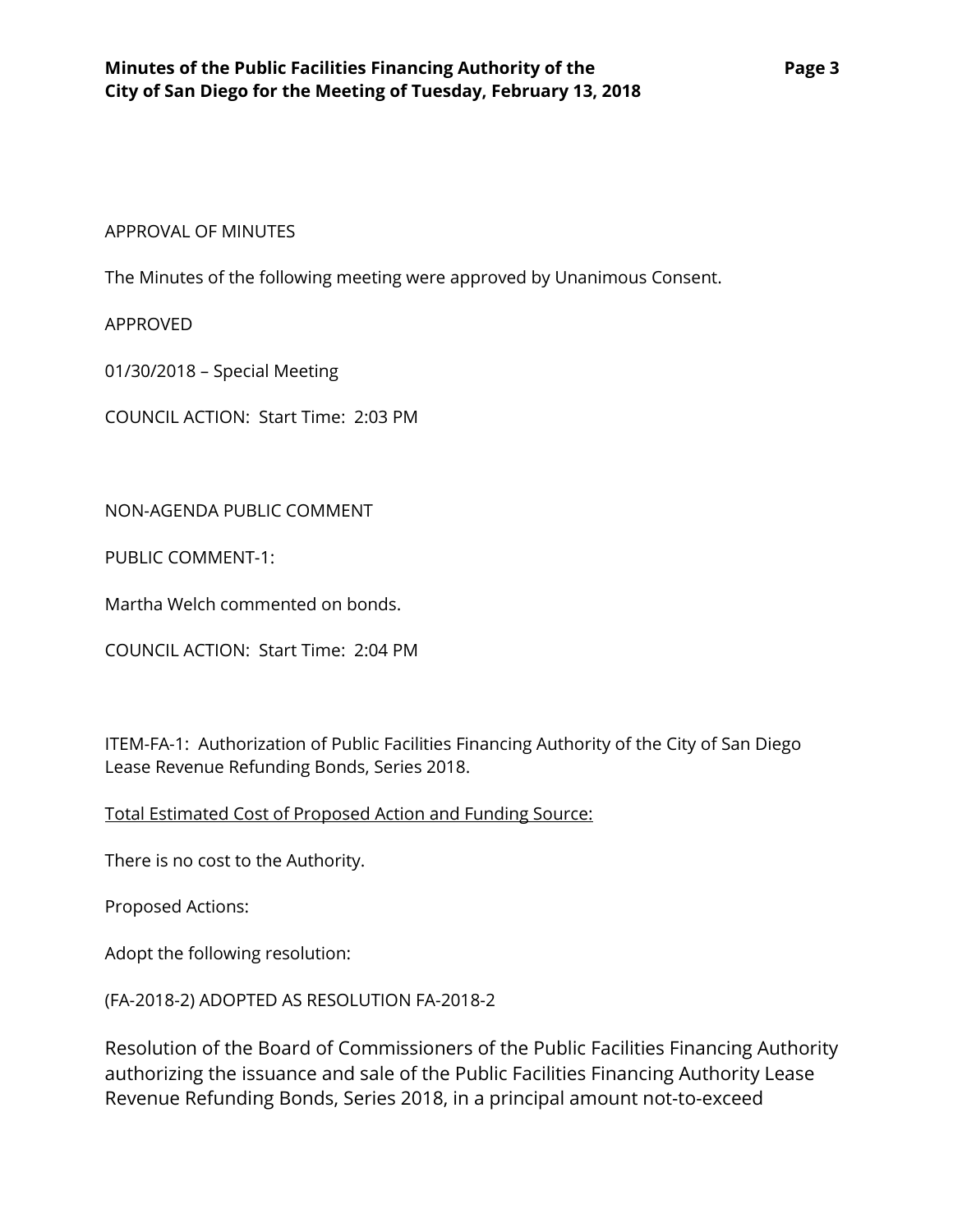APPROVAL OF MINUTES

The Minutes of the following meeting were approved by Unanimous Consent.

APPROVED

01/30/2018 – Special Meeting

COUNCIL ACTION: Start Time: 2:03 PM

NON-AGENDA PUBLIC COMMENT

PUBLIC COMMENT-1:

Martha Welch commented on bonds.

COUNCIL ACTION: Start Time: 2:04 PM

ITEM-FA-1: Authorization of Public Facilities Financing Authority of the City of San Diego Lease Revenue Refunding Bonds, Series 2018.

<u>Total Estimated Cost of Proposed Action and Funding Source:</u>

There is no cost to the Authority.

Proposed Actions:

Adopt the following resolution:

(FA-2018-2) ADOPTED AS RESOLUTION FA-2018-2

Resolution of the Board of Commissioners of the Public Facilities Financing Authority authorizing the issuance and sale of the Public Facilities Financing Authority Lease Revenue Refunding Bonds, Series 2018, in a principal amount not-to-exceed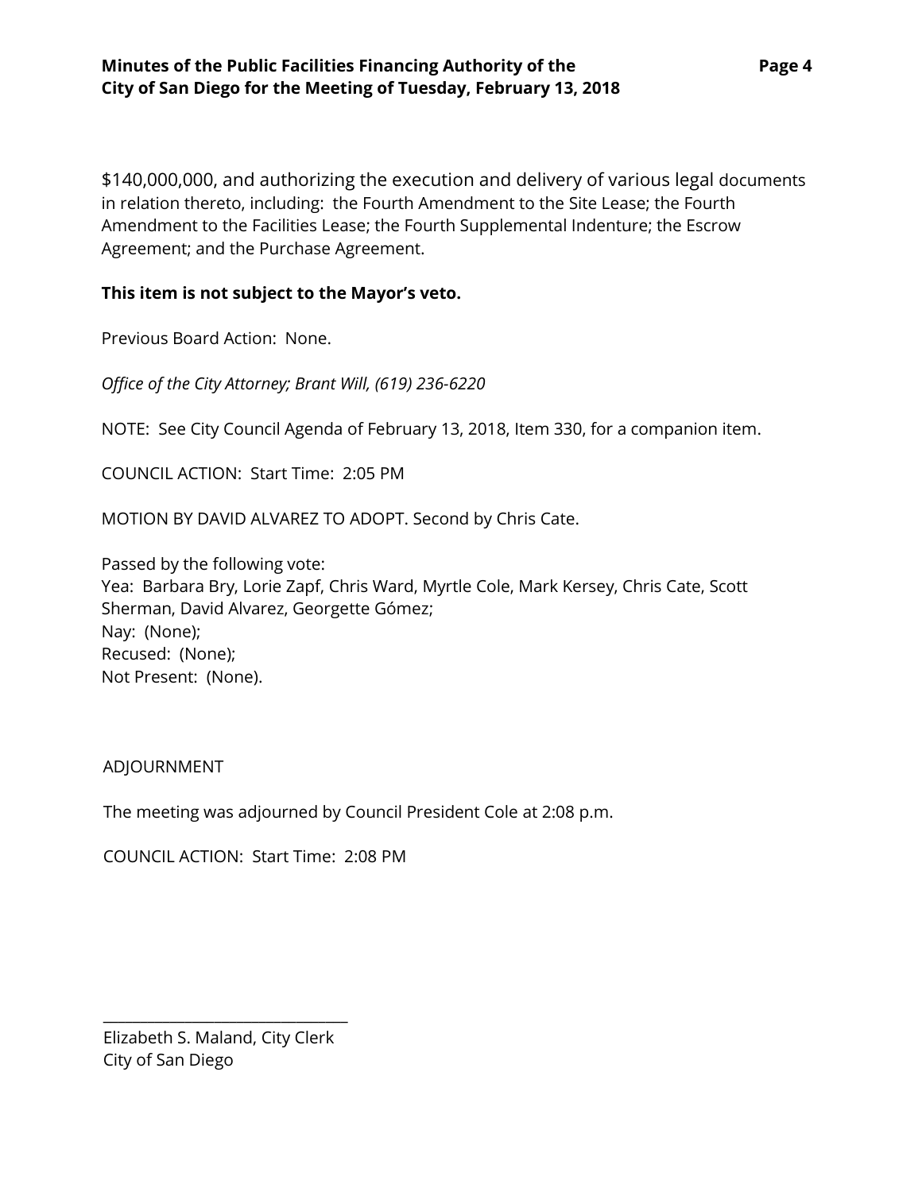$140,000,000, and authorizing the execution and delivery of various legal documents in relation thereto, including: the Fourth Amendment to the Site Lease; the Fourth Amendment to the Facilities Lease; the Fourth Supplemental Indenture; the Escrow Agreement; and the Purchase Agreement.

**This item is not subject to the Mayor's veto.**

Previous Board Action: None.

*Office of the City Attorney; Brant Will, (619) 236-6220*

NOTE: See City Council Agenda of February 13, 2018, Item 330, for a companion item.

COUNCIL ACTION: Start Time: 2:05 PM

MOTION BY DAVID ALVAREZ TO ADOPT. Second by Chris Cate.

Passed by the following vote:
Yea: Barbara Bry, Lorie Zapf, Chris Ward, Myrtle Cole, Mark Kersey, Chris Cate, Scott Sherman, David Alvarez, Georgette Gómez;
Nay: (None);
Recused: (None);
Not Present: (None).

ADJOURNMENT

The meeting was adjourned by Council President Cole at 2:08 p.m.

COUNCIL ACTION: Start Time: 2:08 PM

\_\_\_\_\_\_\_\_\_\_\_\_\_\_\_\_\_\_\_\_\_\_\_\_\_\_\_\_\_\_\_\_
Elizabeth S. Maland, City Clerk
City of San Diego